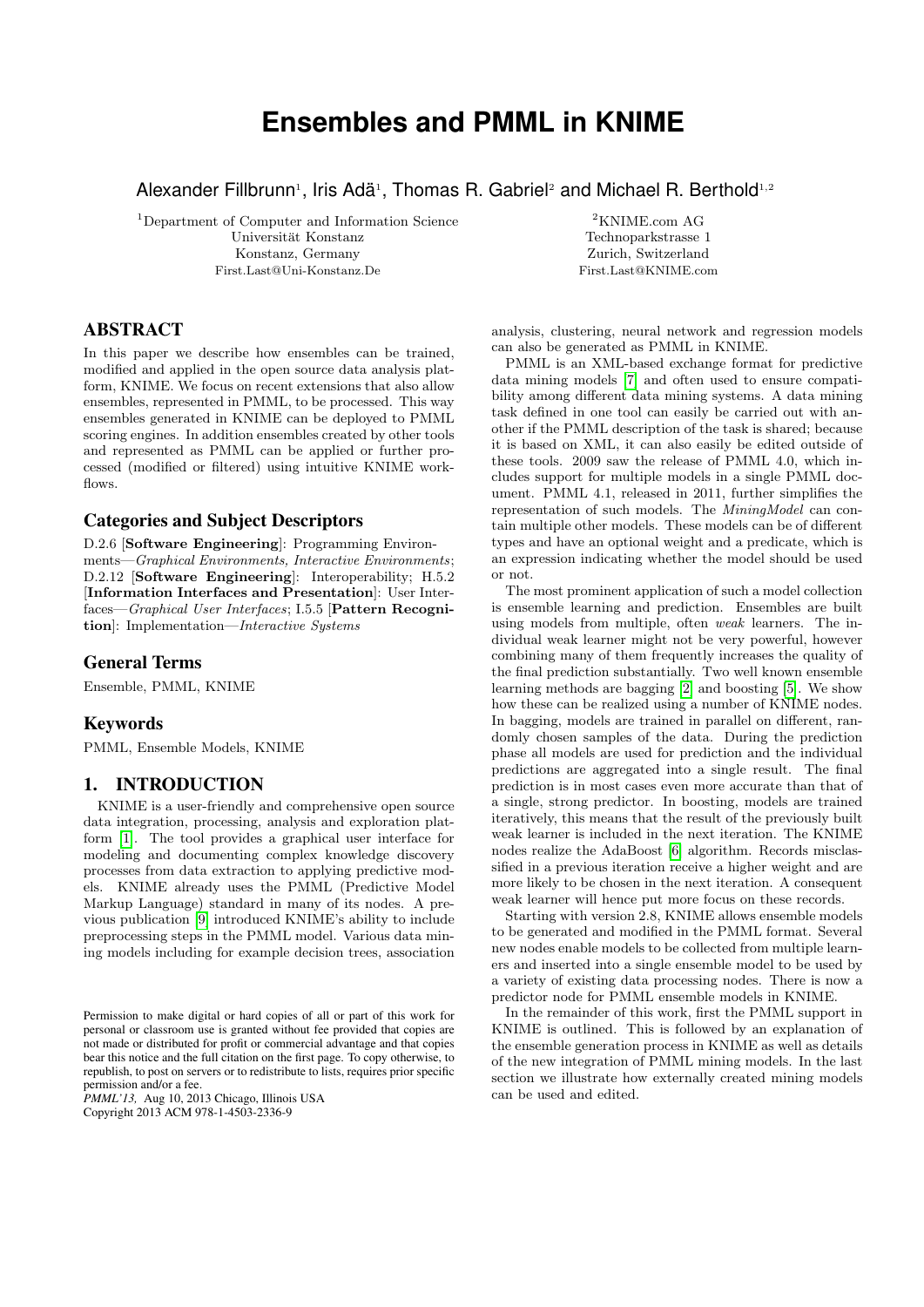# Ensembles and PMML in KNIME

Alexander Fillbrunn[1], Iris Adä[1], Thomas R. Gabriel[2] and Michael R. Berthold[1,2]

[1]Department of Computer and Information Science
Universität Konstanz
Konstanz, Germany
First.Last@Uni-Konstanz.De

[2]KNIME.com AG
Technoparkstrasse 1
Zurich, Switzerland
First.Last@KNIME.com

## ABSTRACT

In this paper we describe how ensembles can be trained, modified and applied in the open source data analysis platform, KNIME. We focus on recent extensions that also allow ensembles, represented in PMML, to be processed. This way ensembles generated in KNIME can be deployed to PMML scoring engines. In addition ensembles created by other tools and represented as PMML can be applied or further processed (modified or filtered) using intuitive KNIME workflows.

## Categories and Subject Descriptors

D.2.6 [**Software Engineering**]: Programming Environments—*Graphical Environments, Interactive Environments*; D.2.12 [**Software Engineering**]: Interoperability; H.5.2 [**Information Interfaces and Presentation**]: User Interfaces—*Graphical User Interfaces*; I.5.5 [**Pattern Recognition**]: Implementation—*Interactive Systems*

## General Terms

Ensemble, PMML, KNIME

## Keywords

PMML, Ensemble Models, KNIME

## 1. INTRODUCTION

KNIME is a user-friendly and comprehensive open source data integration, processing, analysis and exploration platform [1]. The tool provides a graphical user interface for modeling and documenting complex knowledge discovery processes from data extraction to applying predictive models. KNIME already uses the PMML (Predictive Model Markup Language) standard in many of its nodes. A previous publication [9] introduced KNIME's ability to include preprocessing steps in the PMML model. Various data mining models including for example decision trees, association analysis, clustering, neural network and regression models can also be generated as PMML in KNIME.

PMML is an XML-based exchange format for predictive data mining models [7] and often used to ensure compatibility among different data mining systems. A data mining task defined in one tool can easily be carried out with another if the PMML description of the task is shared; because it is based on XML, it can also easily be edited outside of these tools. 2009 saw the release of PMML 4.0, which includes support for multiple models in a single PMML document. PMML 4.1, released in 2011, further simplifies the representation of such models. The *MiningModel* can contain multiple other models. These models can be of different types and have an optional weight and a predicate, which is an expression indicating whether the model should be used or not.

The most prominent application of such a model collection is ensemble learning and prediction. Ensembles are built using models from multiple, often *weak* learners. The individual weak learner might not be very powerful, however combining many of them frequently increases the quality of the final prediction substantially. Two well known ensemble learning methods are bagging [2] and boosting [5]. We show how these can be realized using a number of KNIME nodes. In bagging, models are trained in parallel on different, randomly chosen samples of the data. During the prediction phase all models are used for prediction and the individual predictions are aggregated into a single result. The final prediction is in most cases even more accurate than that of a single, strong predictor. In boosting, models are trained iteratively, this means that the result of the previously built weak learner is included in the next iteration. The KNIME nodes realize the AdaBoost [6] algorithm. Records misclassified in a previous iteration receive a higher weight and are more likely to be chosen in the next iteration. A consequent weak learner will hence put more focus on these records.

Starting with version 2.8, KNIME allows ensemble models to be generated and modified in the PMML format. Several new nodes enable models to be collected from multiple learners and inserted into a single ensemble model to be used by a variety of existing data processing nodes. There is now a predictor node for PMML ensemble models in KNIME.

In the remainder of this work, first the PMML support in KNIME is outlined. This is followed by an explanation of the ensemble generation process in KNIME as well as details of the new integration of PMML mining models. In the last section we illustrate how externally created mining models can be used and edited.

Permission to make digital or hard copies of all or part of this work for personal or classroom use is granted without fee provided that copies are not made or distributed for profit or commercial advantage and that copies bear this notice and the full citation on the first page. To copy otherwise, to republish, to post on servers or to redistribute to lists, requires prior specific permission and/or a fee.
*PMML'13*, Aug 10, 2013 Chicago, Illinois USA
Copyright 2013 ACM 978-1-4503-2336-9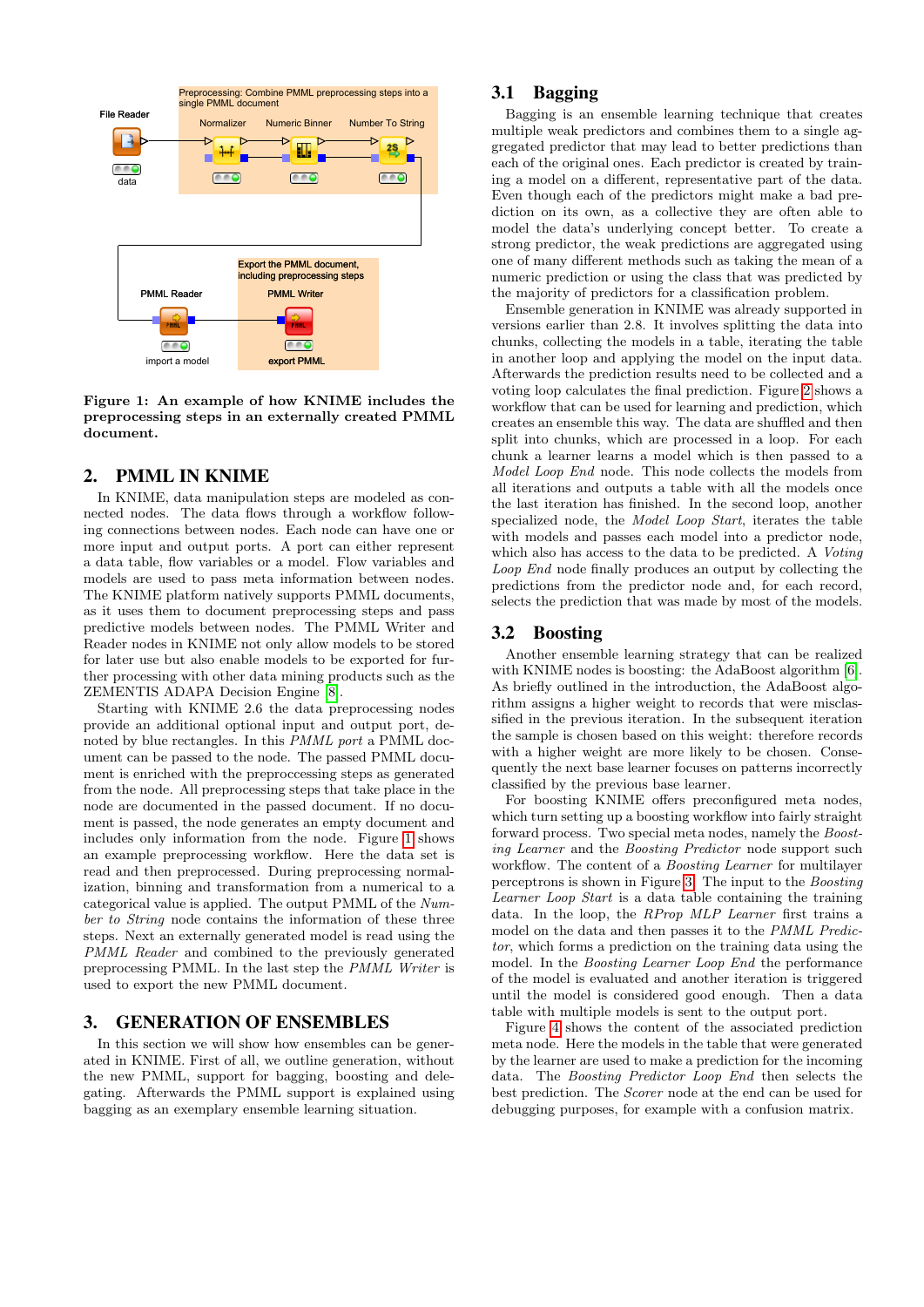Figure 1: An example of how KNIME includes the preprocessing steps in an externally created PMML document.

## 2. PMML IN KNIME

In KNIME, data manipulation steps are modeled as connected nodes. The data flows through a workflow following connections between nodes. Each node can have one or more input and output ports. A port can either represent a data table, flow variables or a model. Flow variables and models are used to pass meta information between nodes. The KNIME platform natively supports PMML documents, as it uses them to document preprocessing steps and pass predictive models between nodes. The PMML Writer and Reader nodes in KNIME not only allow models to be stored for later use but also enable models to be exported for further processing with other data mining products such as the ZEMENTIS ADAPA Decision Engine [8].

Starting with KNIME 2.6 the data preprocessing nodes provide an additional optional input and output port, denoted by blue rectangles. In this *PMML port* a PMML document can be passed to the node. The passed PMML document is enriched with the preprocessing steps as generated from the node. All preprocessing steps that take place in the node are documented in the passed document. If no document is passed, the node generates an empty document and includes only information from the node. Figure 1 shows an example preprocessing workflow. Here the data set is read and then preprocessed. During preprocessing normalization, binning and transformation from a numerical to a categorical value is applied. The output PMML of the *Number to String* node contains the information of these three steps. Next an externally generated model is read using the *PMML Reader* and combined to the previously generated preprocessing PMML. In the last step the *PMML Writer* is used to export the new PMML document.

## 3. GENERATION OF ENSEMBLES

In this section we will show how ensembles can be generated in KNIME. First of all, we outline generation, without the new PMML, support for bagging, boosting and delegating. Afterwards the PMML support is explained using bagging as an exemplary ensemble learning situation.

### 3.1 Bagging

Bagging is an ensemble learning technique that creates multiple weak predictors and combines them to a single aggregated predictor that may lead to better predictions than each of the original ones. Each predictor is created by training a model on a different, representative part of the data. Even though each of the predictors might make a bad prediction on its own, as a collective they are often able to model the data's underlying concept better. To create a strong predictor, the weak predictions are aggregated using one of many different methods such as taking the mean of a numeric prediction or using the class that was predicted by the majority of predictors for a classification problem.

Ensemble generation in KNIME was already supported in versions earlier than 2.8. It involves splitting the data into chunks, collecting the models in a table, iterating the table in another loop and applying the model on the input data. Afterwards the prediction results need to be collected and a voting loop calculates the final prediction. Figure 2 shows a workflow that can be used for learning and prediction, which creates an ensemble this way. The data are shuffled and then split into chunks, which are processed in a loop. For each chunk a learner learns a model which is then passed to a *Model Loop End* node. This node collects the models from all iterations and outputs a table with all the models once the last iteration has finished. In the second loop, another specialized node, the *Model Loop Start*, iterates the table with models and passes each model into a predictor node, which also has access to the data to be predicted. A *Voting Loop End* node finally produces an output by collecting the predictions from the predictor node and, for each record, selects the prediction that was made by most of the models.

### 3.2 Boosting

Another ensemble learning strategy that can be realized with KNIME nodes is boosting: the AdaBoost algorithm [6]. As briefly outlined in the introduction, the AdaBoost algorithm assigns a higher weight to records that were misclassified in the previous iteration. In the subsequent iteration the sample is chosen based on this weight: therefore records with a higher weight are more likely to be chosen. Consequently the next base learner focuses on patterns incorrectly classified by the previous base learner.

For boosting KNIME offers preconfigured meta nodes, which turn setting up a boosting workflow into fairly straight forward process. Two special meta nodes, namely the *Boosting Learner* and the *Boosting Predictor* node support such workflow. The content of a *Boosting Learner* for multilayer perceptrons is shown in Figure 3. The input to the *Boosting Learner Loop Start* is a data table containing the training data. In the loop, the *RProp MLP Learner* first trains a model on the data and then passes it to the *PMML Predictor*, which forms a prediction on the training data using the model. In the *Boosting Learner Loop End* the performance of the model is evaluated and another iteration is triggered until the model is considered good enough. Then a data table with multiple models is sent to the output port.

Figure 4 shows the content of the associated prediction meta node. Here the models in the table that were generated by the learner are used to make a prediction for the incoming data. The *Boosting Predictor Loop End* then selects the best prediction. The *Scorer* node at the end can be used for debugging purposes, for example with a confusion matrix.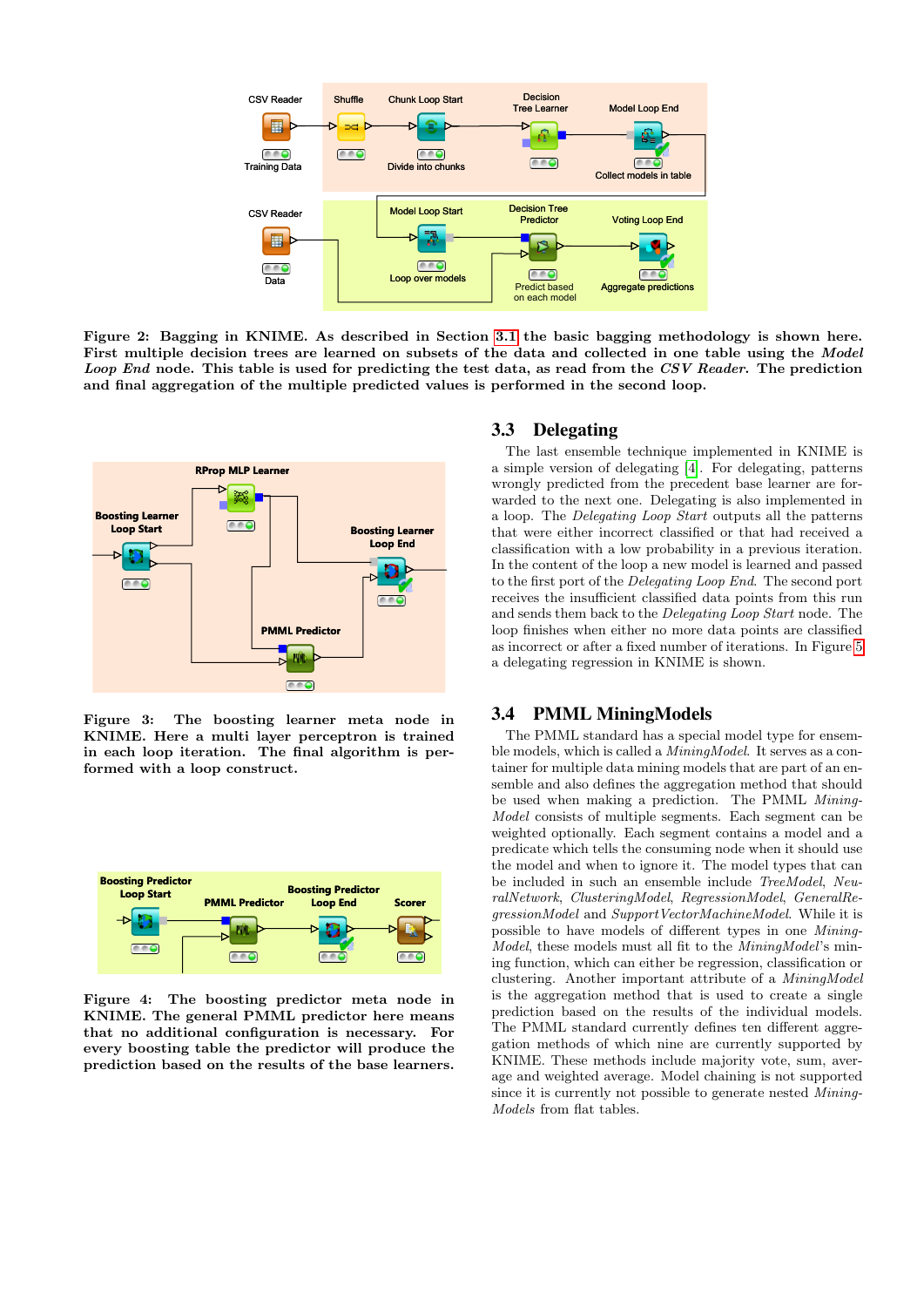Figure 2: Bagging in KNIME. As described in Section 3.1 the basic bagging methodology is shown here. First multiple decision trees are learned on subsets of the data and collected in one table using the *Model Loop End* node. This table is used for predicting the test data, as read from the *CSV Reader*. The prediction and final aggregation of the multiple predicted values is performed in the second loop.

Figure 3: The boosting learner meta node in KNIME. Here a multi layer perceptron is trained in each loop iteration. The final algorithm is performed with a loop construct.

Figure 4: The boosting predictor meta node in KNIME. The general PMML predictor here means that no additional configuration is necessary. For every boosting table the predictor will produce the prediction based on the results of the base learners.

## 3.3 Delegating

The last ensemble technique implemented in KNIME is a simple version of delegating [4]. For delegating, patterns wrongly predicted from the precedent base learner are forwarded to the next one. Delegating is also implemented in a loop. The *Delegating Loop Start* outputs all the patterns that were either incorrect classified or that had received a classification with a low probability in a previous iteration. In the content of the loop a new model is learned and passed to the first port of the *Delegating Loop End*. The second port receives the insufficient classified data points from this run and sends them back to the *Delegating Loop Start* node. The loop finishes when either no more data points are classified as incorrect or after a fixed number of iterations. In Figure 5 a delegating regression in KNIME is shown.

## 3.4 PMML MiningModels

The PMML standard has a special model type for ensemble models, which is called a *MiningModel*. It serves as a container for multiple data mining models that are part of an ensemble and also defines the aggregation method that should be used when making a prediction. The PMML *MiningModel* consists of multiple segments. Each segment can be weighted optionally. Each segment contains a model and a predicate which tells the consuming node when it should use the model and when to ignore it. The model types that can be included in such an ensemble include *TreeModel*, *NeuralNetwork*, *ClusteringModel*, *RegressionModel*, *GeneralRegressionModel* and *SupportVectorMachineModel*. While it is possible to have models of different types in one *MiningModel*, these models must all fit to the *MiningModel*'s mining function, which can either be regression, classification or clustering. Another important attribute of a *MiningModel* is the aggregation method that is used to create a single prediction based on the results of the individual models. The PMML standard currently defines ten different aggregation methods of which nine are currently supported by KNIME. These methods include majority vote, sum, average and weighted average. Model chaining is not supported since it is currently not possible to generate nested *MiningModels* from flat tables.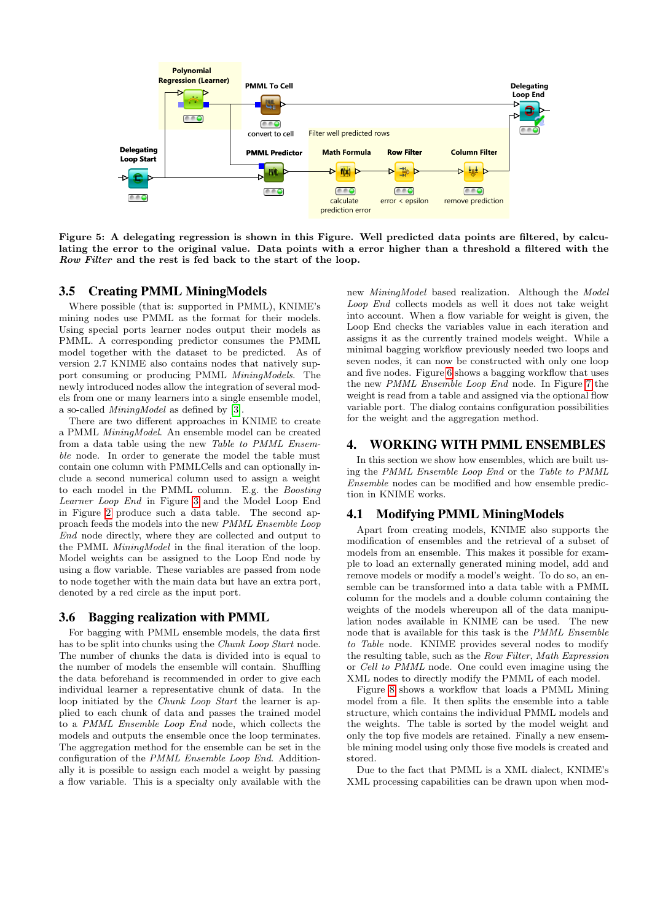**Figure 5: A delegating regression is shown in this Figure. Well predicted data points are filtered, by calculating the error to the original value. Data points with a error higher than a threshold a filtered with the *Row Filter* and the rest is fed back to the start of the loop.**

### 3.5 Creating PMML MiningModels

Where possible (that is: supported in PMML), KNIME's mining nodes use PMML as the format for their models. Using special ports learner nodes output their models as PMML. A corresponding predictor consumes the PMML model together with the dataset to be predicted. As of version 2.7 KNIME also contains nodes that natively support consuming or producing PMML *MiningModels*. The newly introduced nodes allow the integration of several models from one or many learners into a single ensemble model, a so-called *MiningModel* as defined by [3].

There are two different approaches in KNIME to create a PMML *MiningModel*. An ensemble model can be created from a data table using the new *Table to PMML Ensemble* node. In order to generate the model the table must contain one column with PMMLCells and can optionally include a second numerical column used to assign a weight to each model in the PMML column. E.g. the *Boosting Learner Loop End* in Figure 3 and the Model Loop End in Figure 2 produce such a data table. The second approach feeds the models into the new *PMML Ensemble Loop End* node directly, where they are collected and output to the PMML *MiningModel* in the final iteration of the loop. Model weights can be assigned to the Loop End node by using a flow variable. These variables are passed from node to node together with the main data but have an extra port, denoted by a red circle as the input port.

### 3.6 Bagging realization with PMML

For bagging with PMML ensemble models, the data first has to be split into chunks using the *Chunk Loop Start* node. The number of chunks the data is divided into is equal to the number of models the ensemble will contain. Shuffling the data beforehand is recommended in order to give each individual learner a representative chunk of data. In the loop initiated by the *Chunk Loop Start* the learner is applied to each chunk of data and passes the trained model to a *PMML Ensemble Loop End* node, which collects the models and outputs the ensemble once the loop terminates. The aggregation method for the ensemble can be set in the configuration of the *PMML Ensemble Loop End*. Additionally it is possible to assign each model a weight by passing a flow variable. This is a specialty only available with the new *MiningModel* based realization. Although the *Model Loop End* collects models as well it does not take weight into account. When a flow variable for weight is given, the Loop End checks the variables value in each iteration and assigns it as the currently trained models weight. While a minimal bagging workflow previously needed two loops and seven nodes, it can now be constructed with only one loop and five nodes. Figure 6 shows a bagging workflow that uses the new *PMML Ensemble Loop End* node. In Figure 7 the weight is read from a table and assigned via the optional flow variable port. The dialog contains configuration possibilities for the weight and the aggregation method.

## 4. WORKING WITH PMML ENSEMBLES

In this section we show how ensembles, which are built using the *PMML Ensemble Loop End* or the *Table to PMML Ensemble* nodes can be modified and how ensemble prediction in KNIME works.

### 4.1 Modifying PMML MiningModels

Apart from creating models, KNIME also supports the modification of ensembles and the retrieval of a subset of models from an ensemble. This makes it possible for example to load an externally generated mining model, add and remove models or modify a model's weight. To do so, an ensemble can be transformed into a data table with a PMML column for the models and a double column containing the weights of the models whereupon all of the data manipulation nodes available in KNIME can be used. The new node that is available for this task is the *PMML Ensemble to Table* node. KNIME provides several nodes to modify the resulting table, such as the *Row Filter*, *Math Expression* or *Cell to PMML* node. One could even imagine using the XML nodes to directly modify the PMML of each model.

Figure 8 shows a workflow that loads a PMML Mining model from a file. It then splits the ensemble into a table structure, which contains the individual PMML models and the weights. The table is sorted by the model weight and only the top five models are retained. Finally a new ensemble mining model using only those five models is created and stored.

Due to the fact that PMML is a XML dialect, KNIME's XML processing capabilities can be drawn upon when mod-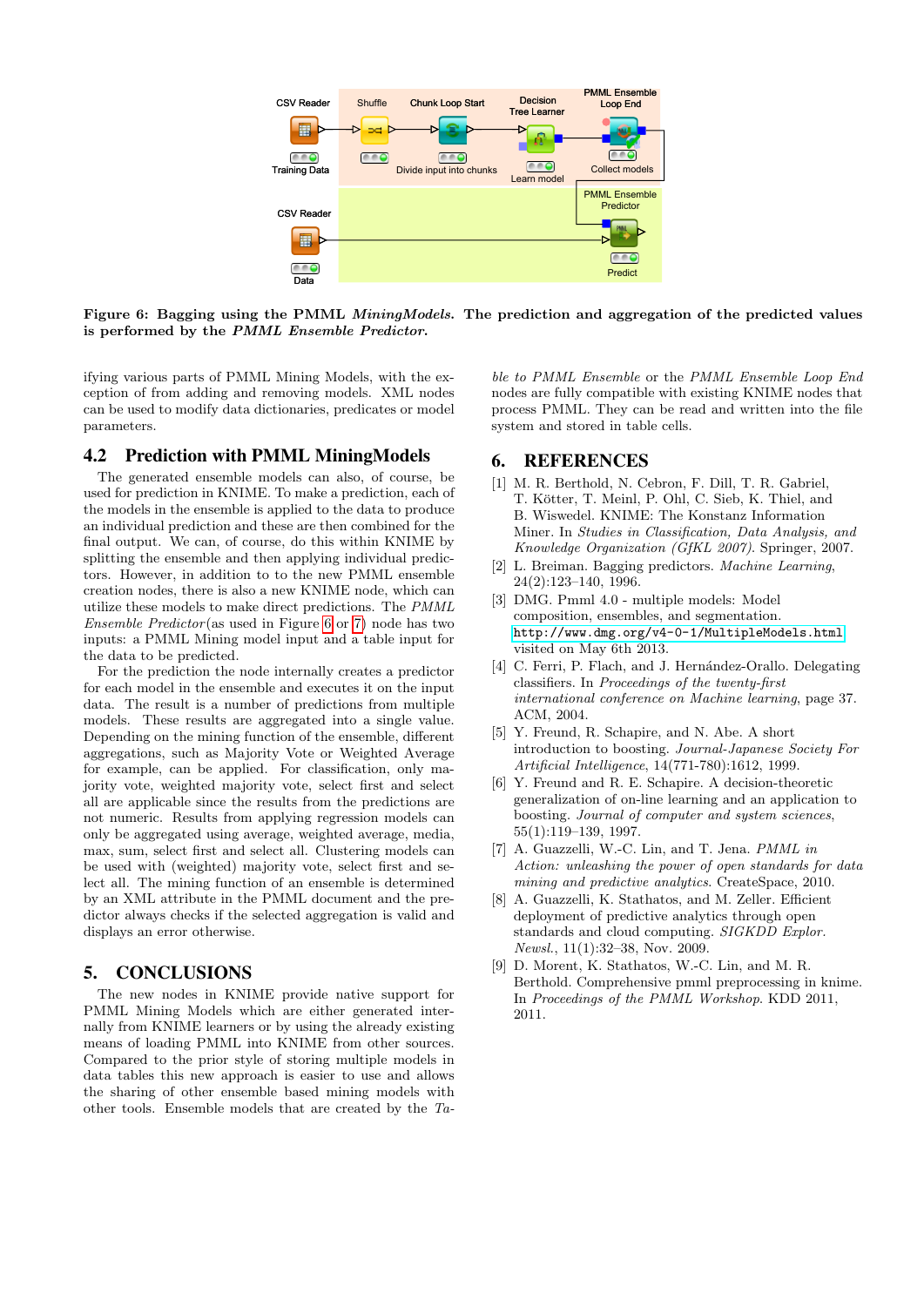**Figure 6: Bagging using the PMML *MiningModels*. The prediction and aggregation of the predicted values is performed by the *PMML Ensemble Predictor*.**

ifying various parts of PMML Mining Models, with the exception of from adding and removing models. XML nodes can be used to modify data dictionaries, predicates or model parameters.

## 4.2 Prediction with PMML MiningModels

The generated ensemble models can also, of course, be used for prediction in KNIME. To make a prediction, each of the models in the ensemble is applied to the data to produce an individual prediction and these are then combined for the final output. We can, of course, do this within KNIME by splitting the ensemble and then applying individual predictors. However, in addition to to the new PMML ensemble creation nodes, there is also a new KNIME node, which can utilize these models to make direct predictions. The *PMML Ensemble Predictor* (as used in Figure 6 or 7) node has two inputs: a PMML Mining model input and a table input for the data to be predicted.

For the prediction the node internally creates a predictor for each model in the ensemble and executes it on the input data. The result is a number of predictions from multiple models. These results are aggregated into a single value. Depending on the mining function of the ensemble, different aggregations, such as Majority Vote or Weighted Average for example, can be applied. For classification, only majority vote, weighted majority vote, select first and select all are applicable since the results from the predictions are not numeric. Results from applying regression models can only be aggregated using average, weighted average, media, max, sum, select first and select all. Clustering models can be used with (weighted) majority vote, select first and select all. The mining function of an ensemble is determined by an XML attribute in the PMML document and the predictor always checks if the selected aggregation is valid and displays an error otherwise.

# 5. CONCLUSIONS

The new nodes in KNIME provide native support for PMML Mining Models which are either generated internally from KNIME learners or by using the already existing means of loading PMML into KNIME from other sources. Compared to the prior style of storing multiple models in data tables this new approach is easier to use and allows the sharing of other ensemble based mining models with other tools. Ensemble models that are created by the *Table to PMML Ensemble* or the *PMML Ensemble Loop End* nodes are fully compatible with existing KNIME nodes that process PMML. They can be read and written into the file system and stored in table cells.

# 6. REFERENCES

[1] M. R. Berthold, N. Cebron, F. Dill, T. R. Gabriel, T. Kötter, T. Meinl, P. Ohl, C. Sieb, K. Thiel, and B. Wiswedel. KNIME: The Konstanz Information Miner. In *Studies in Classification, Data Analysis, and Knowledge Organization (GfKL 2007)*. Springer, 2007.

[2] L. Breiman. Bagging predictors. *Machine Learning*, 24(2):123–140, 1996.

[3] DMG. Pmml 4.0 - multiple models: Model composition, ensembles, and segmentation. http://www.dmg.org/v4-0-1/MultipleModels.html visited on May 6th 2013.

[4] C. Ferri, P. Flach, and J. Hernández-Orallo. Delegating classifiers. In *Proceedings of the twenty-first international conference on Machine learning*, page 37. ACM, 2004.

[5] Y. Freund, R. Schapire, and N. Abe. A short introduction to boosting. *Journal-Japanese Society For Artificial Intelligence*, 14(771-780):1612, 1999.

[6] Y. Freund and R. E. Schapire. A decision-theoretic generalization of on-line learning and an application to boosting. *Journal of computer and system sciences*, 55(1):119–139, 1997.

[7] A. Guazzelli, W.-C. Lin, and T. Jena. *PMML in Action: unleashing the power of open standards for data mining and predictive analytics*. CreateSpace, 2010.

[8] A. Guazzelli, K. Stathatos, and M. Zeller. Efficient deployment of predictive analytics through open standards and cloud computing. *SIGKDD Explor. Newsl.*, 11(1):32–38, Nov. 2009.

[9] D. Morent, K. Stathatos, W.-C. Lin, and M. R. Berthold. Comprehensive pmml preprocessing in knime. In *Proceedings of the PMML Workshop*. KDD 2011, 2011.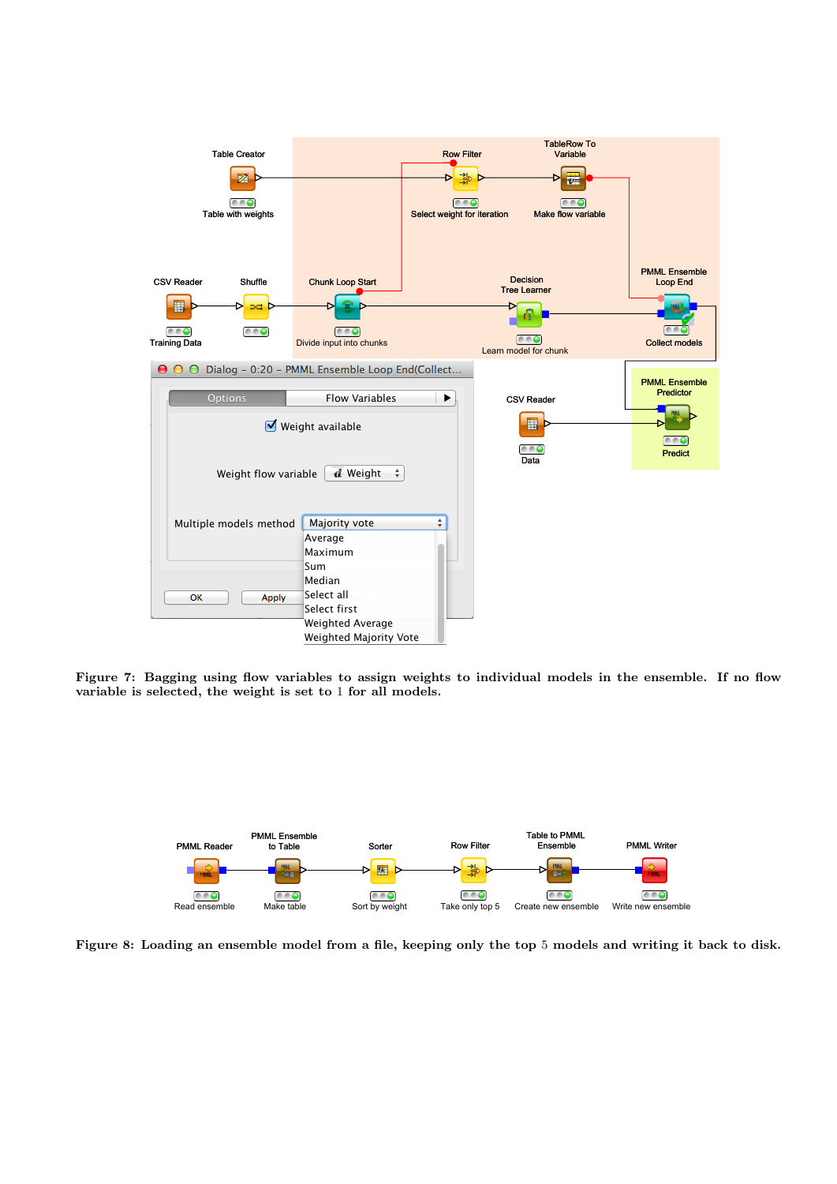Table Creator
Table with weights
Row Filter
Select weight for iteration
TableRow To Variable
Make flow variable
CSV Reader
Training Data
Shuffle
Chunk Loop Start
Divide input into chunks
Decision Tree Learner
Learn model for chunk
PMML Ensemble Loop End
Collect models
Dialog – 0:20 – PMML Ensemble Loop End(Collect...
Options
Flow Variables
Weight available
Weight flow variable
Weight
Multiple models method
Majority vote
Average
Maximum
Sum
Median
Select all
Select first
Weighted Average
Weighted Majority Vote
OK
Apply
CSV Reader
Data
PMML Ensemble Predictor
Predict

Figure 7: Bagging using flow variables to assign weights to individual models in the ensemble. If no flow variable is selected, the weight is set to 1 for all models.

PMML Reader
Read ensemble
PMML Ensemble to Table
Make table
Sorter
Sort by weight
Row Filter
Take only top 5
Table to PMML Ensemble
Create new ensemble
PMML Writer
Write new ensemble

Figure 8: Loading an ensemble model from a file, keeping only the top 5 models and writing it back to disk.